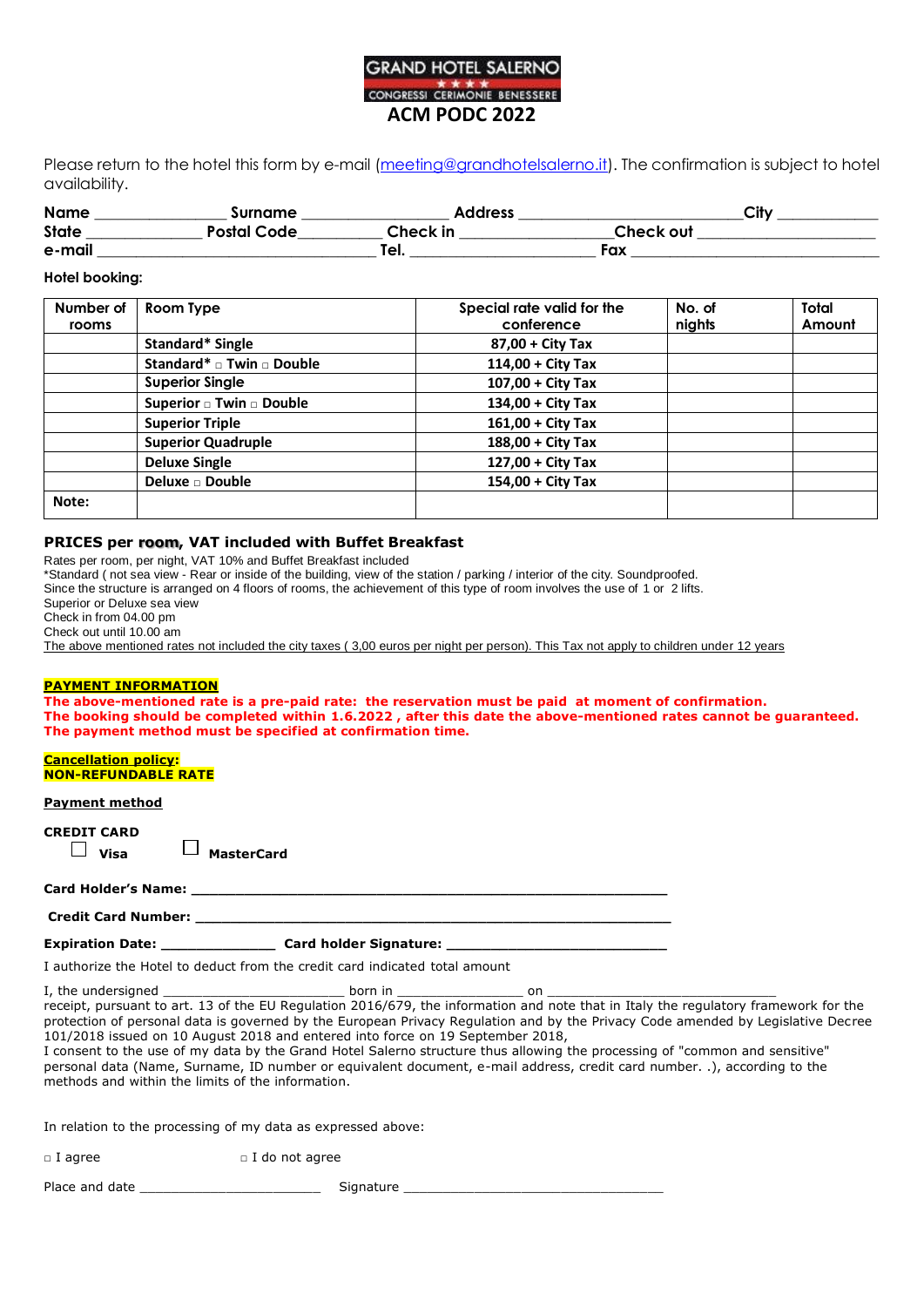GRAND HOTEL SALERNO

★★★★

CONGRESSI CERIMONIE BENESSERE

# ACM PODC 2022

Please return to the hotel this form by e-mail (meeting@grandhotelsalerno.it). The confirmation is subject to hotel availability.

**Name** ________________ **Surname** __________________ **Address** ___________________________ **City** _____________
**State** ______________ **Postal Code**__________ **Check in** __________________ **Check out** _____________________
**e-mail** _________________________________ **Tel.** ______________________ **Fax** ______________________________

**Hotel booking:**

| Number of rooms | Room Type | Special rate valid for the conference | No. of nights | Total Amount |
|---|---|---|---|---|
| | **Standard\* Single** | **87,00 + City Tax** | | |
| | **Standard\* □ Twin □ Double** | **114,00 + City Tax** | | |
| | **Superior Single** | **107,00 + City Tax** | | |
| | **Superior □ Twin □ Double** | **134,00 + City Tax** | | |
| | **Superior Triple** | **161,00 + City Tax** | | |
| | **Superior Quadruple** | **188,00 + City Tax** | | |
| | **Deluxe Single** | **127,00 + City Tax** | | |
| | **Deluxe □ Double** | **154,00 + City Tax** | | |
| **Note:** | | | | |

### PRICES per room, VAT included with Buffet Breakfast

Rates per room, per night, VAT 10% and Buffet Breakfast included
*Standard ( not sea view - Rear or inside of the building, view of the station / parking / interior of the city. Soundproofed.
Since the structure is arranged on 4 floors of rooms, the achievement of this type of room involves the use of 1 or 2 lifts.
Superior or Deluxe sea view
Check in from 04.00 pm
Check out until 10.00 am
The above mentioned rates not included the city taxes ( 3,00 euros per night per person). This Tax not apply to children under 12 years

**PAYMENT INFORMATION**

**The above-mentioned rate is a pre-paid rate: the reservation must be paid at moment of confirmation.**
**The booking should be completed within 1.6.2022 , after this date the above-mentioned rates cannot be guaranteed.**
**The payment method must be specified at confirmation time.**

**Cancellation policy:**
**NON-REFUNDABLE RATE**

**Payment method**

**CREDIT CARD**

☐ **Visa** ☐ **MasterCard**

**Card Holder's Name:** ____________________________________________________________

**Credit Card Number:** ____________________________________________________________

**Expiration Date:** ______________ **Card holder Signature:** ___________________________

I authorize the Hotel to deduct from the credit card indicated total amount

I, the undersigned ________________________ born in ________________ on ______________________________
receipt, pursuant to art. 13 of the EU Regulation 2016/679, the information and note that in Italy the regulatory framework for the protection of personal data is governed by the European Privacy Regulation and by the Privacy Code amended by Legislative Decree 101/2018 issued on 10 August 2018 and entered into force on 19 September 2018,
I consent to the use of my data by the Grand Hotel Salerno structure thus allowing the processing of "common and sensitive" personal data (Name, Surname, ID number or equivalent document, e-mail address, credit card number. .), according to the methods and within the limits of the information.

In relation to the processing of my data as expressed above:

□ I agree □ I do not agree

Place and date ________________________ Signature ___________________________________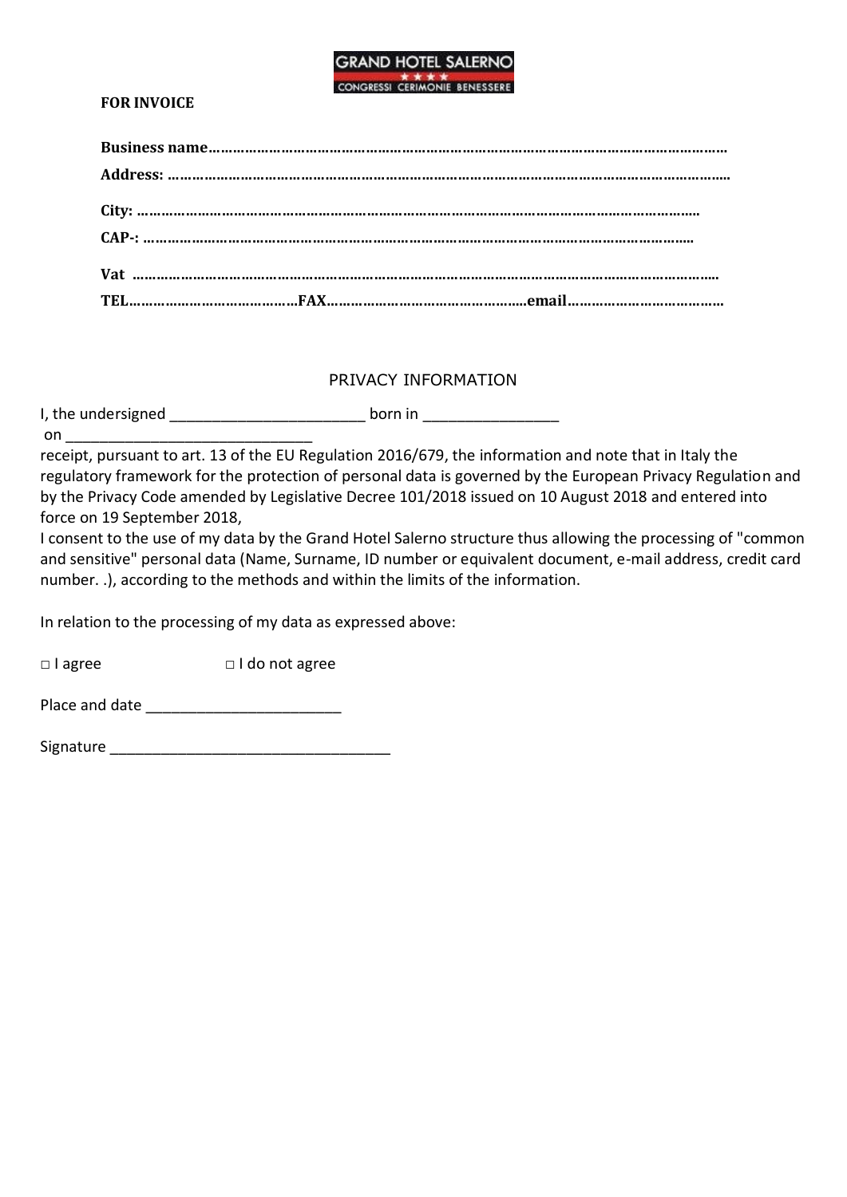GRAND HOTEL SALERNO
★★★★
CONGRESSI CERIMONIE BENESSERE

**FOR INVOICE**

**Business name………………………………………………………………………………………………………………**

**Address: ………………………………………………………………………………………………………………………..**

**City: ……………………………………………………………………………………………………………………….**

**CAP-: ……………………………………………………………………………………………………………………..**

**Vat ………………………………………………………………………………………………………………………………..**

**TEL……………………………………FAX…………………………………………..email…………………………………**

PRIVACY INFORMATION

I, the undersigned _______________________ born in ________________ on _____________________________

receipt, pursuant to art. 13 of the EU Regulation 2016/679, the information and note that in Italy the regulatory framework for the protection of personal data is governed by the European Privacy Regulation and by the Privacy Code amended by Legislative Decree 101/2018 issued on 10 August 2018 and entered into force on 19 September 2018,

I consent to the use of my data by the Grand Hotel Salerno structure thus allowing the processing of "common and sensitive" personal data (Name, Surname, ID number or equivalent document, e-mail address, credit card number. .), according to the methods and within the limits of the information.

In relation to the processing of my data as expressed above:

□ I agree □ I do not agree

Place and date _______________________

Signature _________________________________